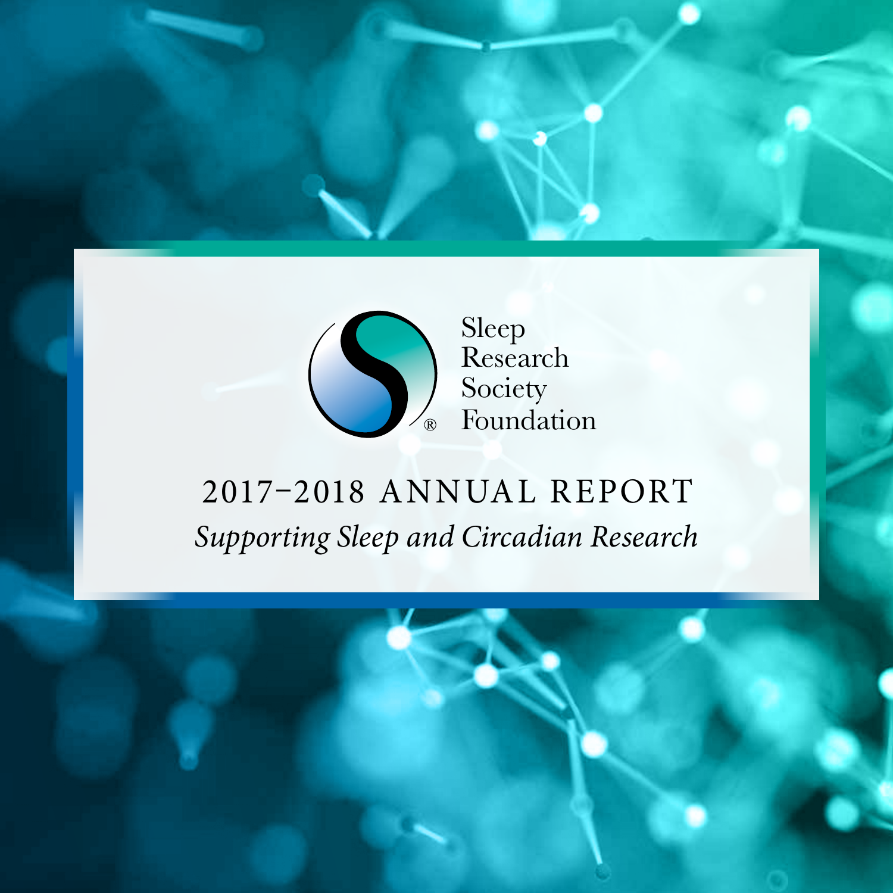Sleep Research Society Foundation

# 2017–2018 ANNUAL REPORT

*Supporting Sleep and Circadian Research*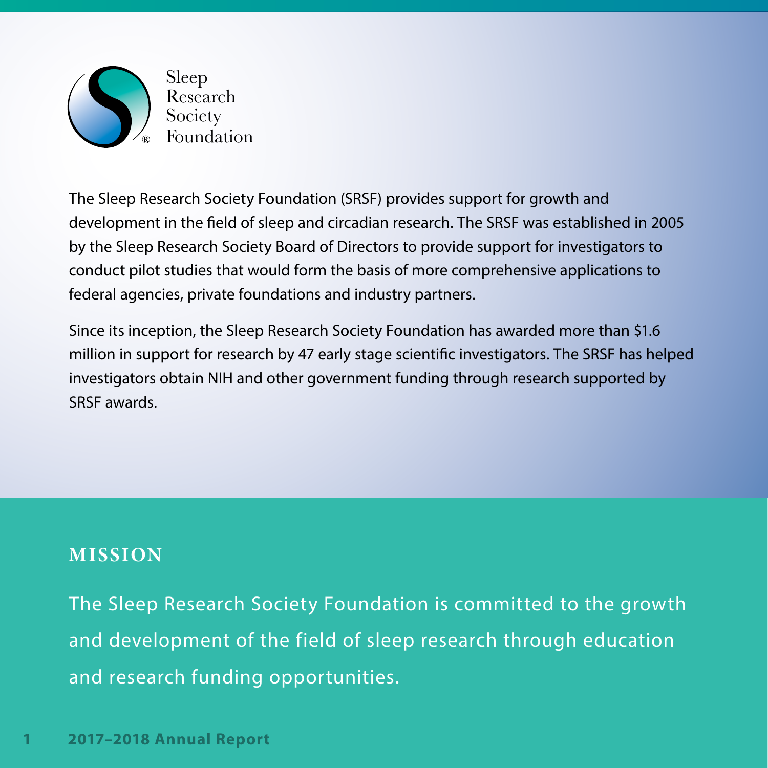Sleep Research Society Foundation

The Sleep Research Society Foundation (SRSF) provides support for growth and development in the field of sleep and circadian research. The SRSF was established in 2005 by the Sleep Research Society Board of Directors to provide support for investigators to conduct pilot studies that would form the basis of more comprehensive applications to federal agencies, private foundations and industry partners.

Since its inception, the Sleep Research Society Foundation has awarded more than $1.6 million in support for research by 47 early stage scientific investigators. The SRSF has helped investigators obtain NIH and other government funding through research supported by SRSF awards.

## MISSION

The Sleep Research Society Foundation is committed to the growth and development of the field of sleep research through education and research funding opportunities.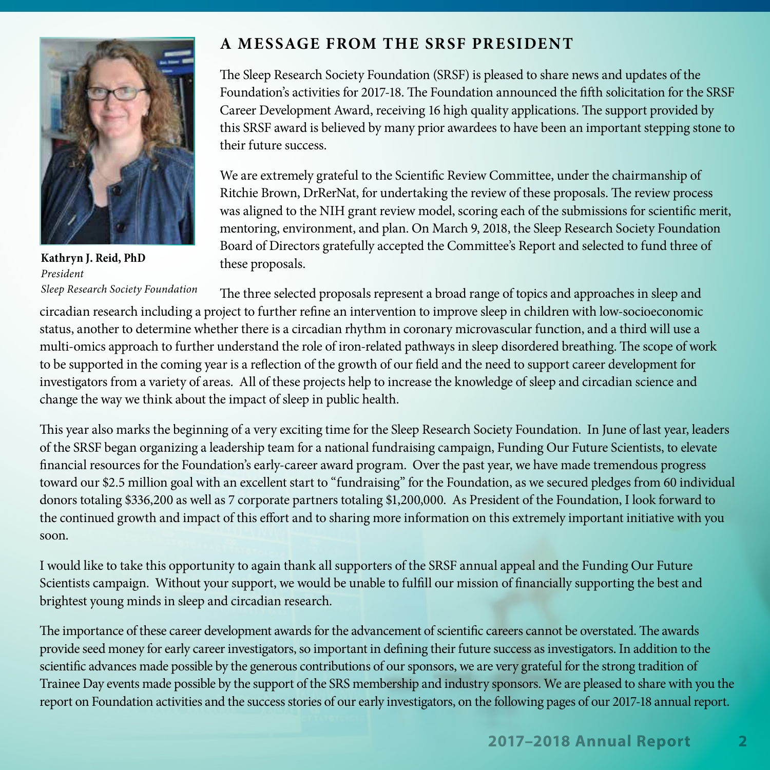## A MESSAGE FROM THE SRSF PRESIDENT

**Kathryn J. Reid, PhD**
*President*
*Sleep Research Society Foundation*

The Sleep Research Society Foundation (SRSF) is pleased to share news and updates of the Foundation's activities for 2017-18. The Foundation announced the fifth solicitation for the SRSF Career Development Award, receiving 16 high quality applications. The support provided by this SRSF award is believed by many prior awardees to have been an important stepping stone to their future success.

We are extremely grateful to the Scientific Review Committee, under the chairmanship of Ritchie Brown, DrRerNat, for undertaking the review of these proposals. The review process was aligned to the NIH grant review model, scoring each of the submissions for scientific merit, mentoring, environment, and plan. On March 9, 2018, the Sleep Research Society Foundation Board of Directors gratefully accepted the Committee's Report and selected to fund three of these proposals.

The three selected proposals represent a broad range of topics and approaches in sleep and circadian research including a project to further refine an intervention to improve sleep in children with low-socioeconomic status, another to determine whether there is a circadian rhythm in coronary microvascular function, and a third will use a multi-omics approach to further understand the role of iron-related pathways in sleep disordered breathing. The scope of work to be supported in the coming year is a reflection of the growth of our field and the need to support career development for investigators from a variety of areas. All of these projects help to increase the knowledge of sleep and circadian science and change the way we think about the impact of sleep in public health.

This year also marks the beginning of a very exciting time for the Sleep Research Society Foundation. In June of last year, leaders of the SRSF began organizing a leadership team for a national fundraising campaign, Funding Our Future Scientists, to elevate financial resources for the Foundation's early-career award program. Over the past year, we have made tremendous progress toward our $2.5 million goal with an excellent start to "fundraising" for the Foundation, as we secured pledges from 60 individual donors totaling $336,200 as well as 7 corporate partners totaling $1,200,000. As President of the Foundation, I look forward to the continued growth and impact of this effort and to sharing more information on this extremely important initiative with you soon.

I would like to take this opportunity to again thank all supporters of the SRSF annual appeal and the Funding Our Future Scientists campaign. Without your support, we would be unable to fulfill our mission of financially supporting the best and brightest young minds in sleep and circadian research.

The importance of these career development awards for the advancement of scientific careers cannot be overstated. The awards provide seed money for early career investigators, so important in defining their future success as investigators. In addition to the scientific advances made possible by the generous contributions of our sponsors, we are very grateful for the strong tradition of Trainee Day events made possible by the support of the SRS membership and industry sponsors. We are pleased to share with you the report on Foundation activities and the success stories of our early investigators, on the following pages of our 2017-18 annual report.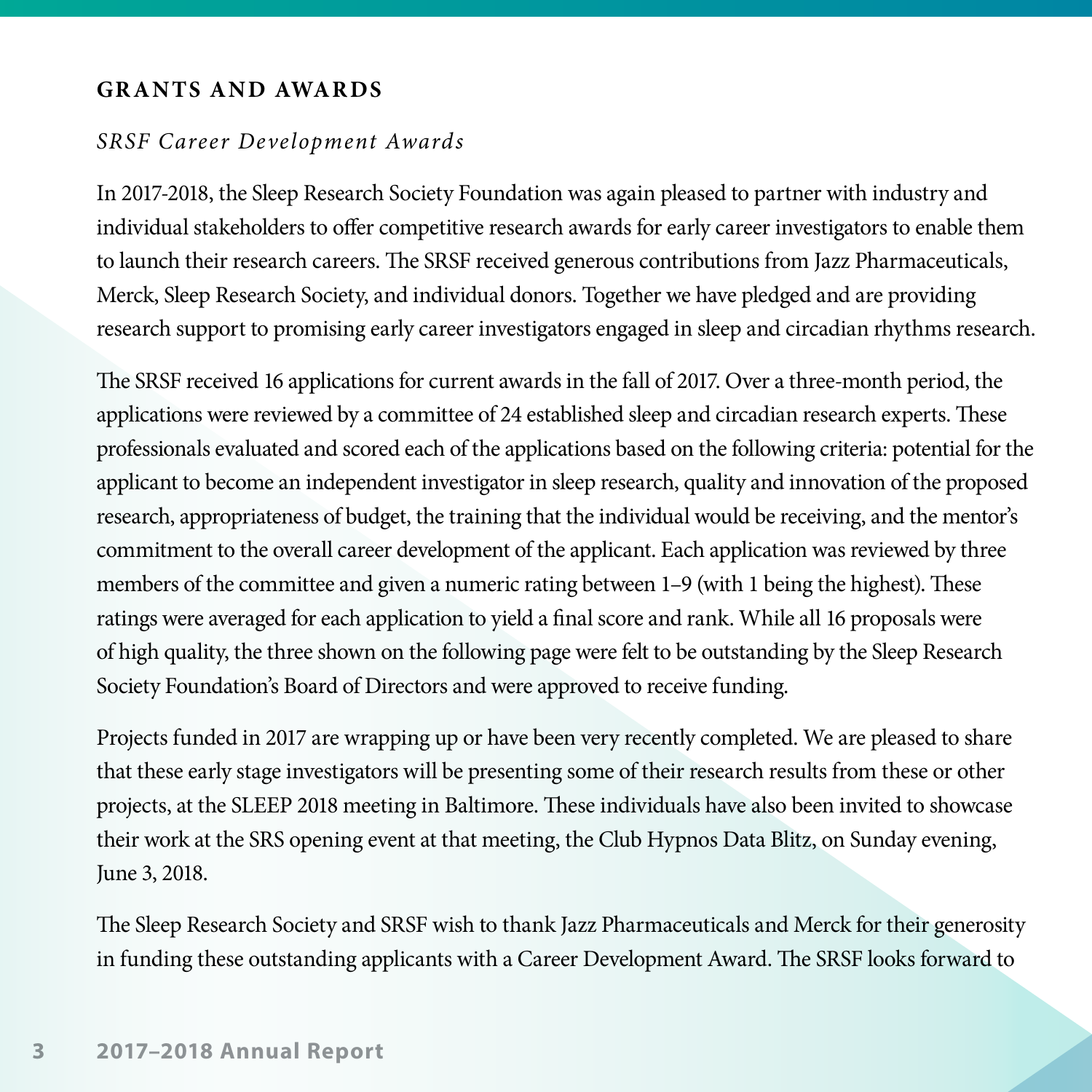## GRANTS AND AWARDS

### *SRSF Career Development Awards*

In 2017-2018, the Sleep Research Society Foundation was again pleased to partner with industry and individual stakeholders to offer competitive research awards for early career investigators to enable them to launch their research careers. The SRSF received generous contributions from Jazz Pharmaceuticals, Merck, Sleep Research Society, and individual donors. Together we have pledged and are providing research support to promising early career investigators engaged in sleep and circadian rhythms research.

The SRSF received 16 applications for current awards in the fall of 2017. Over a three-month period, the applications were reviewed by a committee of 24 established sleep and circadian research experts. These professionals evaluated and scored each of the applications based on the following criteria: potential for the applicant to become an independent investigator in sleep research, quality and innovation of the proposed research, appropriateness of budget, the training that the individual would be receiving, and the mentor's commitment to the overall career development of the applicant. Each application was reviewed by three members of the committee and given a numeric rating between 1–9 (with 1 being the highest). These ratings were averaged for each application to yield a final score and rank. While all 16 proposals were of high quality, the three shown on the following page were felt to be outstanding by the Sleep Research Society Foundation's Board of Directors and were approved to receive funding.

Projects funded in 2017 are wrapping up or have been very recently completed. We are pleased to share that these early stage investigators will be presenting some of their research results from these or other projects, at the SLEEP 2018 meeting in Baltimore. These individuals have also been invited to showcase their work at the SRS opening event at that meeting, the Club Hypnos Data Blitz, on Sunday evening, June 3, 2018.

The Sleep Research Society and SRSF wish to thank Jazz Pharmaceuticals and Merck for their generosity in funding these outstanding applicants with a Career Development Award. The SRSF looks forward to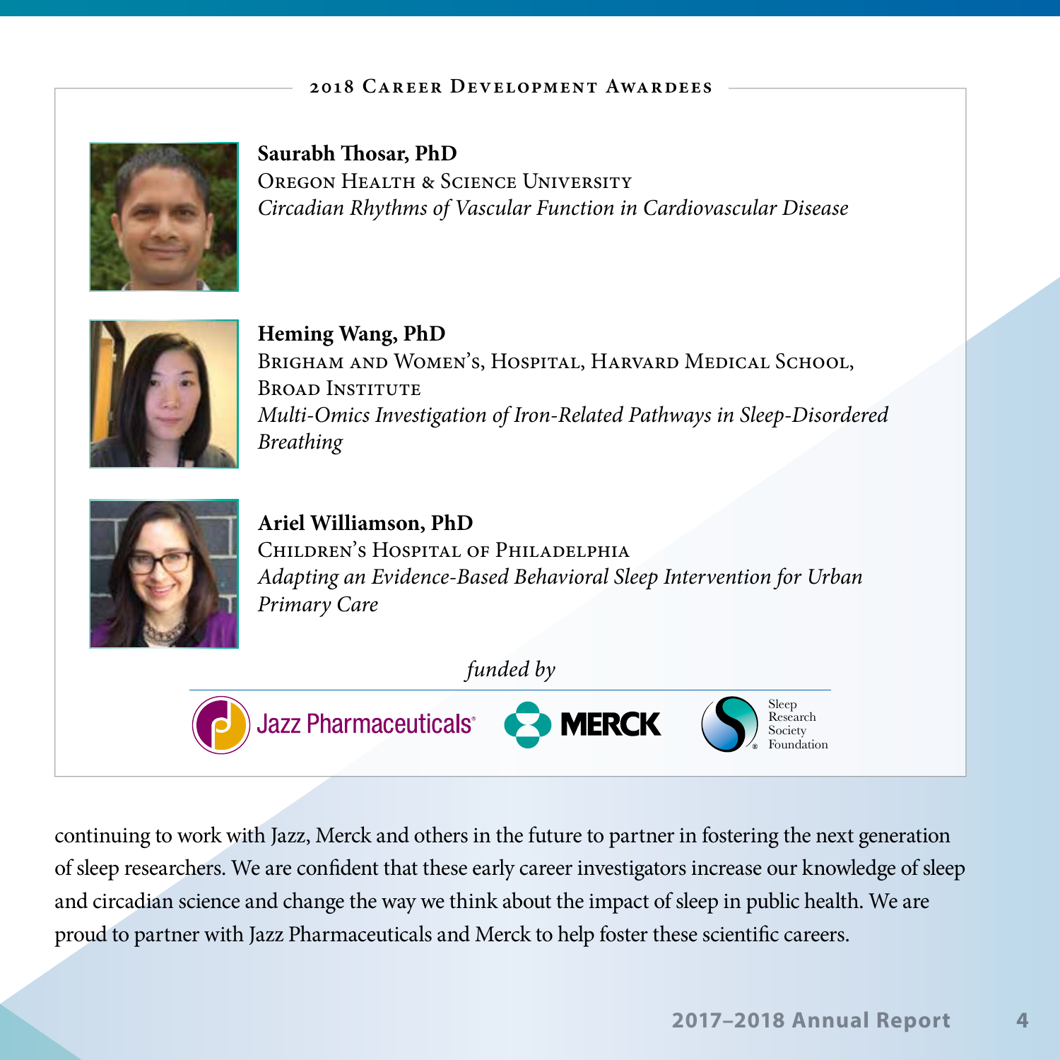## 2018 Career Development Awardees

**Saurabh Thosar, PhD**
Oregon Health & Science University
*Circadian Rhythms of Vascular Function in Cardiovascular Disease*

**Heming Wang, PhD**
Brigham and Women's, Hospital, Harvard Medical School, Broad Institute
*Multi-Omics Investigation of Iron-Related Pathways in Sleep-Disordered Breathing*

**Ariel Williamson, PhD**
Children's Hospital of Philadelphia
*Adapting an Evidence-Based Behavioral Sleep Intervention for Urban Primary Care*

*funded by*

Jazz Pharmaceuticals® · MERCK · Sleep Research Society Foundation

continuing to work with Jazz, Merck and others in the future to partner in fostering the next generation of sleep researchers. We are confident that these early career investigators increase our knowledge of sleep and circadian science and change the way we think about the impact of sleep in public health. We are proud to partner with Jazz Pharmaceuticals and Merck to help foster these scientific careers.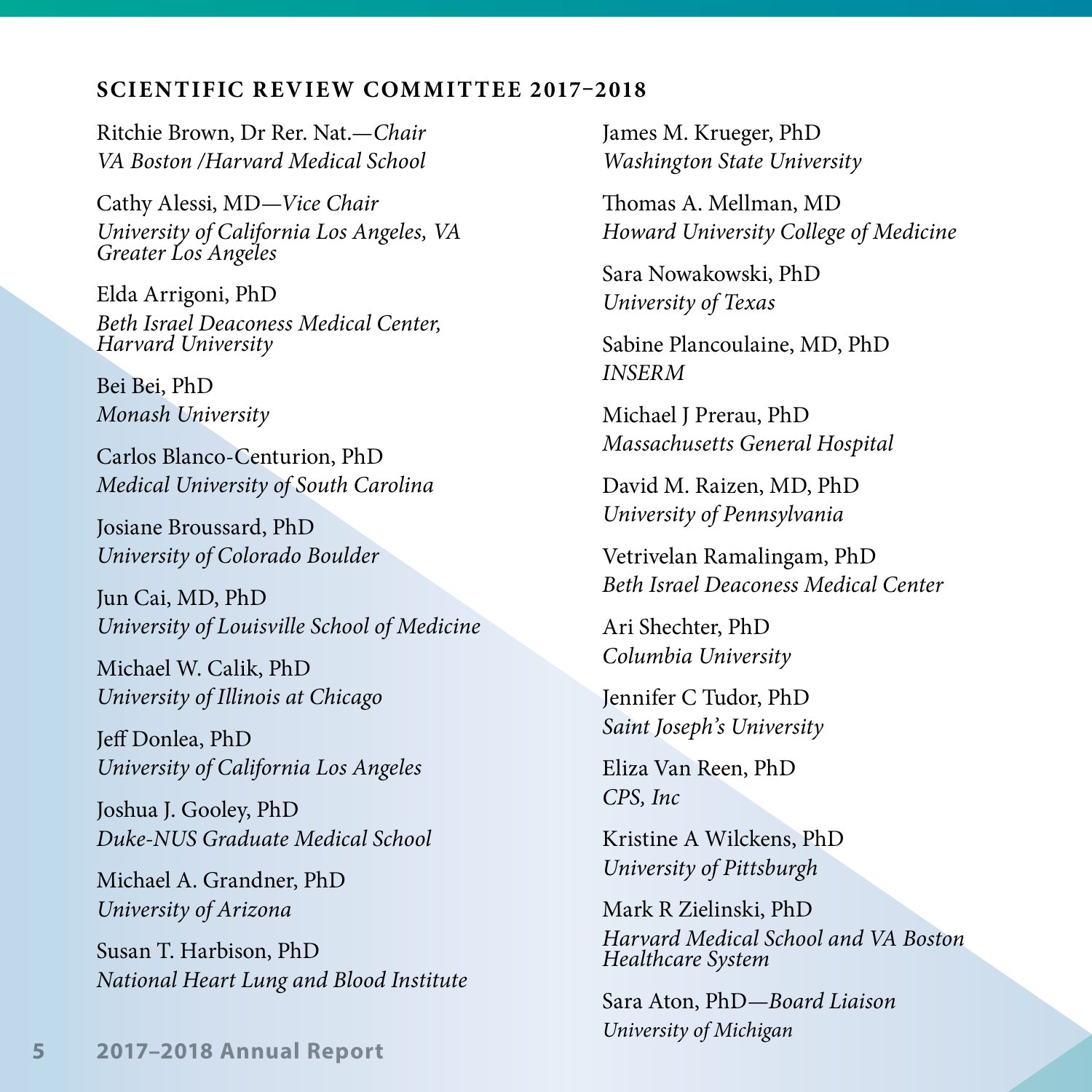## SCIENTIFIC REVIEW COMMITTEE 2017–2018

Ritchie Brown, Dr Rer. Nat.—*Chair*
*VA Boston /Harvard Medical School*

Cathy Alessi, MD—*Vice Chair*
*University of California Los Angeles, VA Greater Los Angeles*

Elda Arrigoni, PhD
*Beth Israel Deaconess Medical Center, Harvard University*

Bei Bei, PhD
*Monash University*

Carlos Blanco-Centurion, PhD
*Medical University of South Carolina*

Josiane Broussard, PhD
*University of Colorado Boulder*

Jun Cai, MD, PhD
*University of Louisville School of Medicine*

Michael W. Calik, PhD
*University of Illinois at Chicago*

Jeff Donlea, PhD
*University of California Los Angeles*

Joshua J. Gooley, PhD
*Duke-NUS Graduate Medical School*

Michael A. Grandner, PhD
*University of Arizona*

Susan T. Harbison, PhD
*National Heart Lung and Blood Institute*

James M. Krueger, PhD
*Washington State University*

Thomas A. Mellman, MD
*Howard University College of Medicine*

Sara Nowakowski, PhD
*University of Texas*

Sabine Plancoulaine, MD, PhD
*INSERM*

Michael J Prerau, PhD
*Massachusetts General Hospital*

David M. Raizen, MD, PhD
*University of Pennsylvania*

Vetrivelan Ramalingam, PhD
*Beth Israel Deaconess Medical Center*

Ari Shechter, PhD
*Columbia University*

Jennifer C Tudor, PhD
*Saint Joseph's University*

Eliza Van Reen, PhD
*CPS, Inc*

Kristine A Wilckens, PhD
*University of Pittsburgh*

Mark R Zielinski, PhD
*Harvard Medical School and VA Boston Healthcare System*

Sara Aton, PhD—*Board Liaison*
*University of Michigan*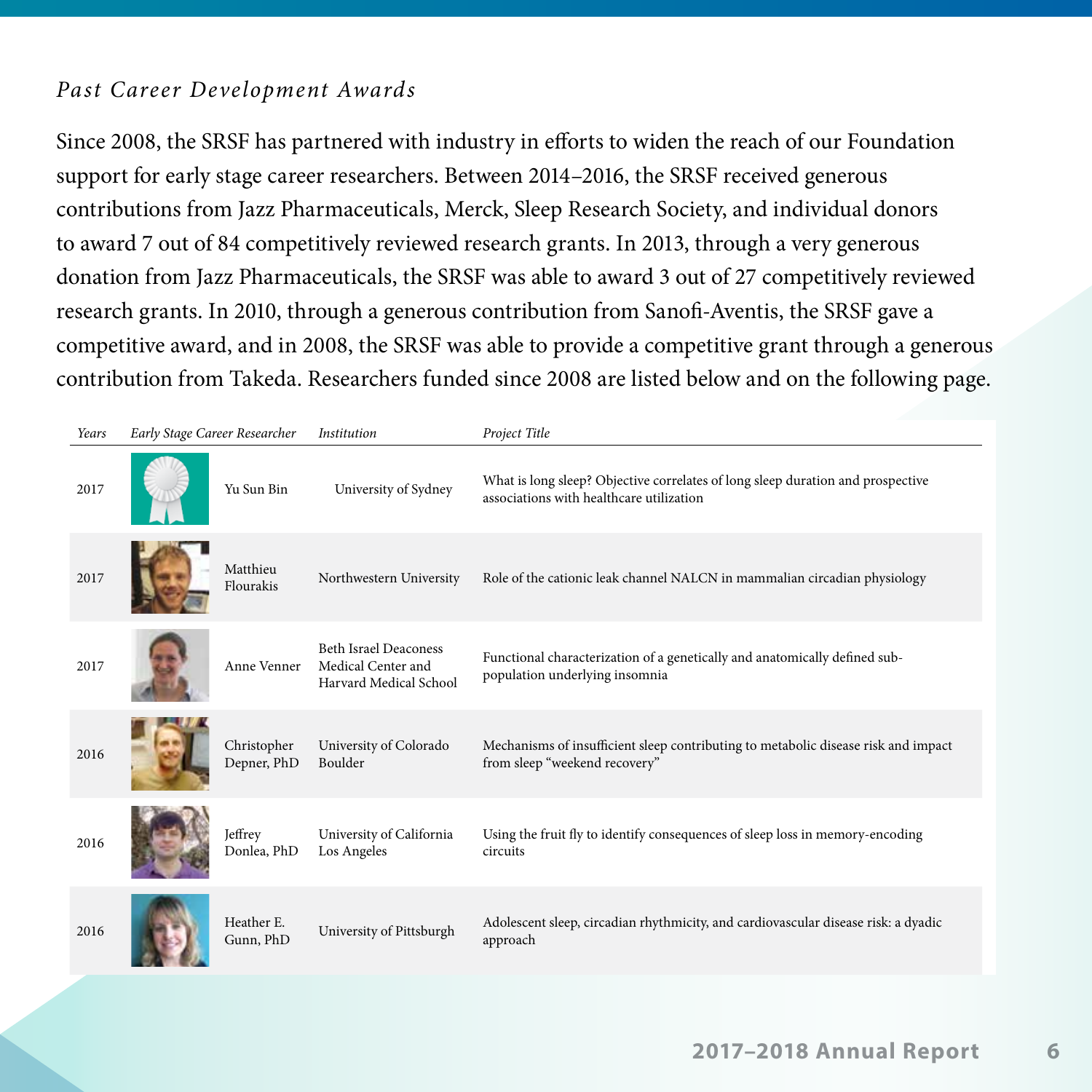*Past Career Development Awards*

Since 2008, the SRSF has partnered with industry in efforts to widen the reach of our Foundation support for early stage career researchers. Between 2014–2016, the SRSF received generous contributions from Jazz Pharmaceuticals, Merck, Sleep Research Society, and individual donors to award 7 out of 84 competitively reviewed research grants. In 2013, through a very generous donation from Jazz Pharmaceuticals, the SRSF was able to award 3 out of 27 competitively reviewed research grants. In 2010, through a generous contribution from Sanofi-Aventis, the SRSF gave a competitive award, and in 2008, the SRSF was able to provide a competitive grant through a generous contribution from Takeda. Researchers funded since 2008 are listed below and on the following page.

| *Years* | *Early Stage Career Researcher* | *Institution* | *Project Title* |
|---|---|---|---|
| 2017 | Yu Sun Bin | University of Sydney | What is long sleep? Objective correlates of long sleep duration and prospective associations with healthcare utilization |
| 2017 | Matthieu Flourakis | Northwestern University | Role of the cationic leak channel NALCN in mammalian circadian physiology |
| 2017 | Anne Venner | Beth Israel Deaconess Medical Center and Harvard Medical School | Functional characterization of a genetically and anatomically defined sub-population underlying insomnia |
| 2016 | Christopher Depner, PhD | University of Colorado Boulder | Mechanisms of insufficient sleep contributing to metabolic disease risk and impact from sleep "weekend recovery" |
| 2016 | Jeffrey Donlea, PhD | University of California Los Angeles | Using the fruit fly to identify consequences of sleep loss in memory-encoding circuits |
| 2016 | Heather E. Gunn, PhD | University of Pittsburgh | Adolescent sleep, circadian rhythmicity, and cardiovascular disease risk: a dyadic approach |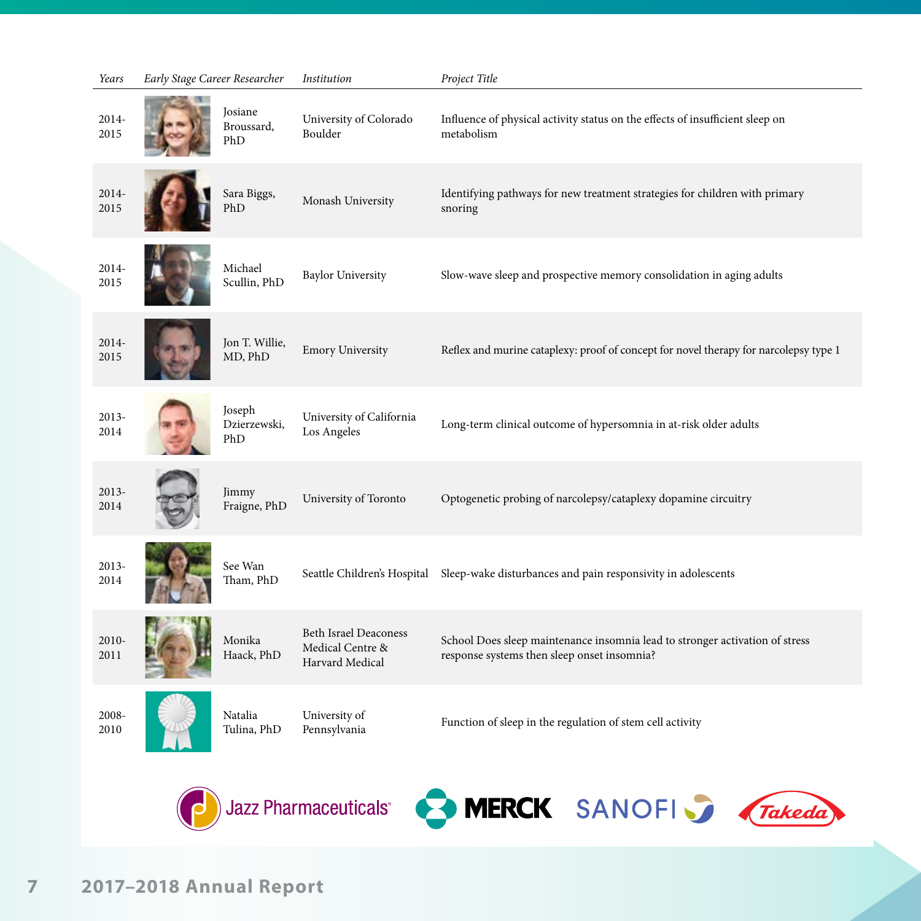| *Years* | *Early Stage Career Researcher* | *Institution* | *Project Title* |
|---|---|---|---|
| 2014-2015 | Josiane Broussard, PhD | University of Colorado Boulder | Influence of physical activity status on the effects of insufficient sleep on metabolism |
| 2014-2015 | Sara Biggs, PhD | Monash University | Identifying pathways for new treatment strategies for children with primary snoring |
| 2014-2015 | Michael Scullin, PhD | Baylor University | Slow-wave sleep and prospective memory consolidation in aging adults |
| 2014-2015 | Jon T. Willie, MD, PhD | Emory University | Reflex and murine cataplexy: proof of concept for novel therapy for narcolepsy type 1 |
| 2013-2014 | Joseph Dzierzewski, PhD | University of California Los Angeles | Long-term clinical outcome of hypersomnia in at-risk older adults |
| 2013-2014 | Jimmy Fraigne, PhD | University of Toronto | Optogenetic probing of narcolepsy/cataplexy dopamine circuitry |
| 2013-2014 | See Wan Tham, PhD | Seattle Children's Hospital | Sleep-wake disturbances and pain responsivity in adolescents |
| 2010-2011 | Monika Haack, PhD | Beth Israel Deaconess Medical Centre & Harvard Medical | School Does sleep maintenance insomnia lead to stronger activation of stress response systems then sleep onset insomnia? |
| 2008-2010 | Natalia Tulina, PhD | University of Pennsylvania | Function of sleep in the regulation of stem cell activity |

Jazz Pharmaceuticals® MERCK SANOFI Takeda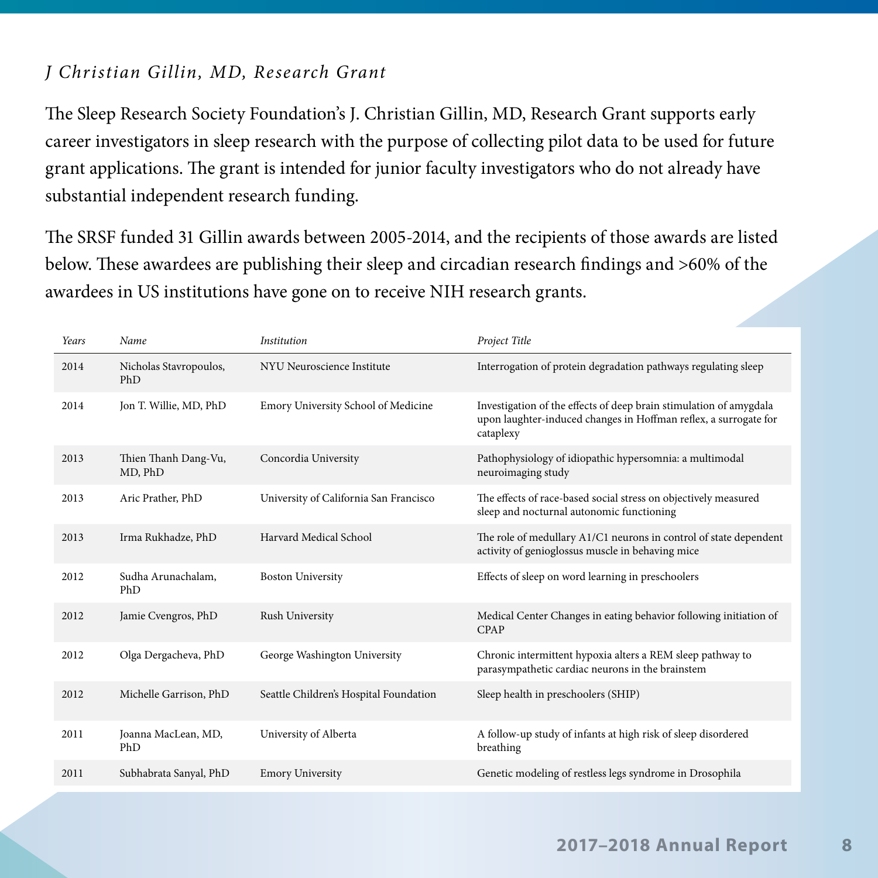*J Christian Gillin, MD, Research Grant*

The Sleep Research Society Foundation's J. Christian Gillin, MD, Research Grant supports early career investigators in sleep research with the purpose of collecting pilot data to be used for future grant applications. The grant is intended for junior faculty investigators who do not already have substantial independent research funding.

The SRSF funded 31 Gillin awards between 2005-2014, and the recipients of those awards are listed below. These awardees are publishing their sleep and circadian research findings and >60% of the awardees in US institutions have gone on to receive NIH research grants.

| *Years* | *Name* | *Institution* | *Project Title* |
|---|---|---|---|
| 2014 | Nicholas Stavropoulos, PhD | NYU Neuroscience Institute | Interrogation of protein degradation pathways regulating sleep |
| 2014 | Jon T. Willie, MD, PhD | Emory University School of Medicine | Investigation of the effects of deep brain stimulation of amygdala upon laughter-induced changes in Hoffman reflex, a surrogate for cataplexy |
| 2013 | Thien Thanh Dang-Vu, MD, PhD | Concordia University | Pathophysiology of idiopathic hypersomnia: a multimodal neuroimaging study |
| 2013 | Aric Prather, PhD | University of California San Francisco | The effects of race-based social stress on objectively measured sleep and nocturnal autonomic functioning |
| 2013 | Irma Rukhadze, PhD | Harvard Medical School | The role of medullary A1/C1 neurons in control of state dependent activity of genioglossus muscle in behaving mice |
| 2012 | Sudha Arunachalam, PhD | Boston University | Effects of sleep on word learning in preschoolers |
| 2012 | Jamie Cvengros, PhD | Rush University | Medical Center Changes in eating behavior following initiation of CPAP |
| 2012 | Olga Dergacheva, PhD | George Washington University | Chronic intermittent hypoxia alters a REM sleep pathway to parasympathetic cardiac neurons in the brainstem |
| 2012 | Michelle Garrison, PhD | Seattle Children's Hospital Foundation | Sleep health in preschoolers (SHIP) |
| 2011 | Joanna MacLean, MD, PhD | University of Alberta | A follow-up study of infants at high risk of sleep disordered breathing |
| 2011 | Subhabrata Sanyal, PhD | Emory University | Genetic modeling of restless legs syndrome in Drosophila |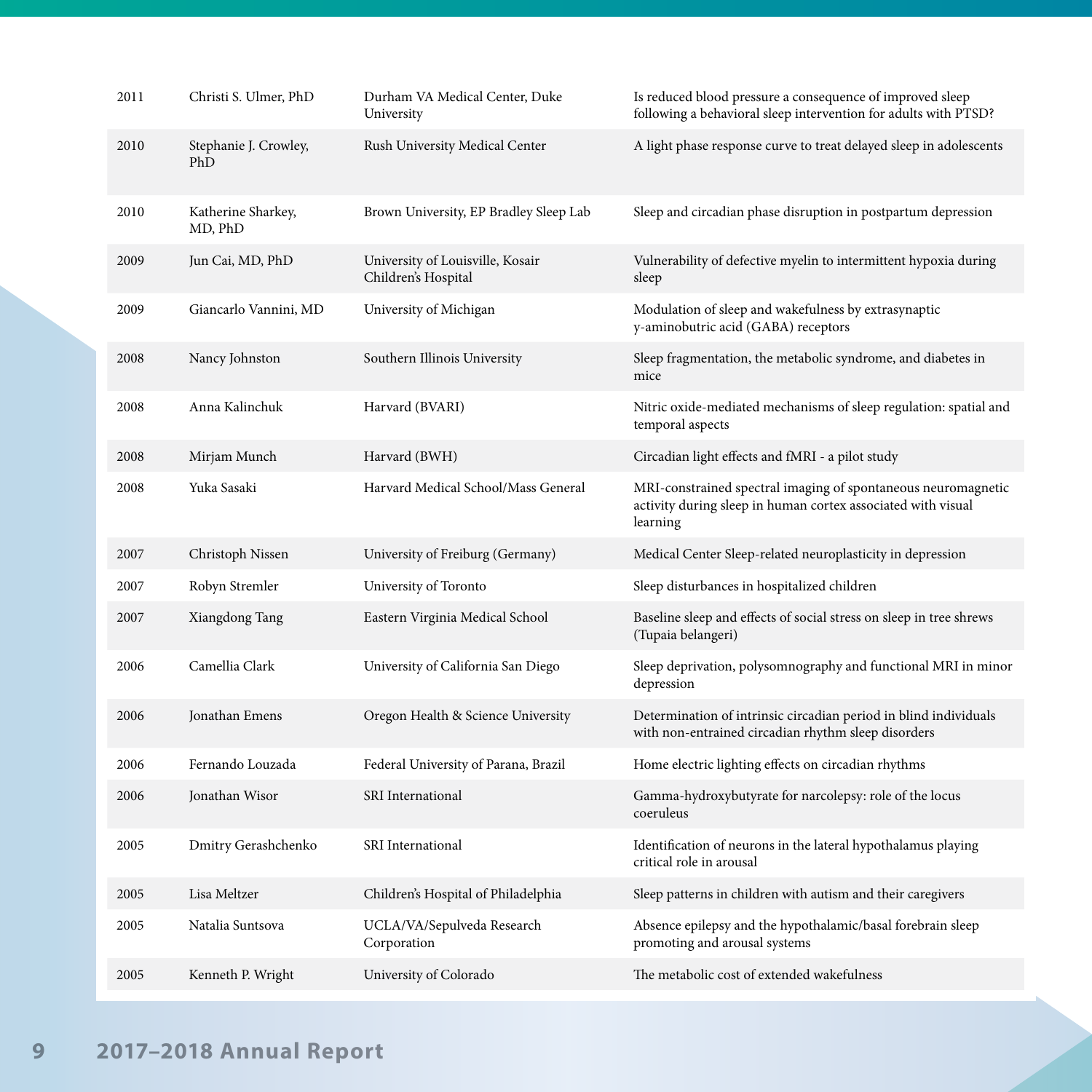| | | | |
|---|---|---|---|
| 2011 | Christi S. Ulmer, PhD | Durham VA Medical Center, Duke University | Is reduced blood pressure a consequence of improved sleep following a behavioral sleep intervention for adults with PTSD? |
| 2010 | Stephanie J. Crowley, PhD | Rush University Medical Center | A light phase response curve to treat delayed sleep in adolescents |
| 2010 | Katherine Sharkey, MD, PhD | Brown University, EP Bradley Sleep Lab | Sleep and circadian phase disruption in postpartum depression |
| 2009 | Jun Cai, MD, PhD | University of Louisville, Kosair Children's Hospital | Vulnerability of defective myelin to intermittent hypoxia during sleep |
| 2009 | Giancarlo Vannini, MD | University of Michigan | Modulation of sleep and wakefulness by extrasynaptic y-aminobutric acid (GABA) receptors |
| 2008 | Nancy Johnston | Southern Illinois University | Sleep fragmentation, the metabolic syndrome, and diabetes in mice |
| 2008 | Anna Kalinchuk | Harvard (BVARI) | Nitric oxide-mediated mechanisms of sleep regulation: spatial and temporal aspects |
| 2008 | Mirjam Munch | Harvard (BWH) | Circadian light effects and fMRI - a pilot study |
| 2008 | Yuka Sasaki | Harvard Medical School/Mass General | MRI-constrained spectral imaging of spontaneous neuromagnetic activity during sleep in human cortex associated with visual learning |
| 2007 | Christoph Nissen | University of Freiburg (Germany) | Medical Center Sleep-related neuroplasticity in depression |
| 2007 | Robyn Stremler | University of Toronto | Sleep disturbances in hospitalized children |
| 2007 | Xiangdong Tang | Eastern Virginia Medical School | Baseline sleep and effects of social stress on sleep in tree shrews (Tupaia belangeri) |
| 2006 | Camellia Clark | University of California San Diego | Sleep deprivation, polysomnography and functional MRI in minor depression |
| 2006 | Jonathan Emens | Oregon Health & Science University | Determination of intrinsic circadian period in blind individuals with non-entrained circadian rhythm sleep disorders |
| 2006 | Fernando Louzada | Federal University of Parana, Brazil | Home electric lighting effects on circadian rhythms |
| 2006 | Jonathan Wisor | SRI International | Gamma-hydroxybutyrate for narcolepsy: role of the locus coeruleus |
| 2005 | Dmitry Gerashchenko | SRI International | Identification of neurons in the lateral hypothalamus playing critical role in arousal |
| 2005 | Lisa Meltzer | Children's Hospital of Philadelphia | Sleep patterns in children with autism and their caregivers |
| 2005 | Natalia Suntsova | UCLA/VA/Sepulveda Research Corporation | Absence epilepsy and the hypothalamic/basal forebrain sleep promoting and arousal systems |
| 2005 | Kenneth P. Wright | University of Colorado | The metabolic cost of extended wakefulness |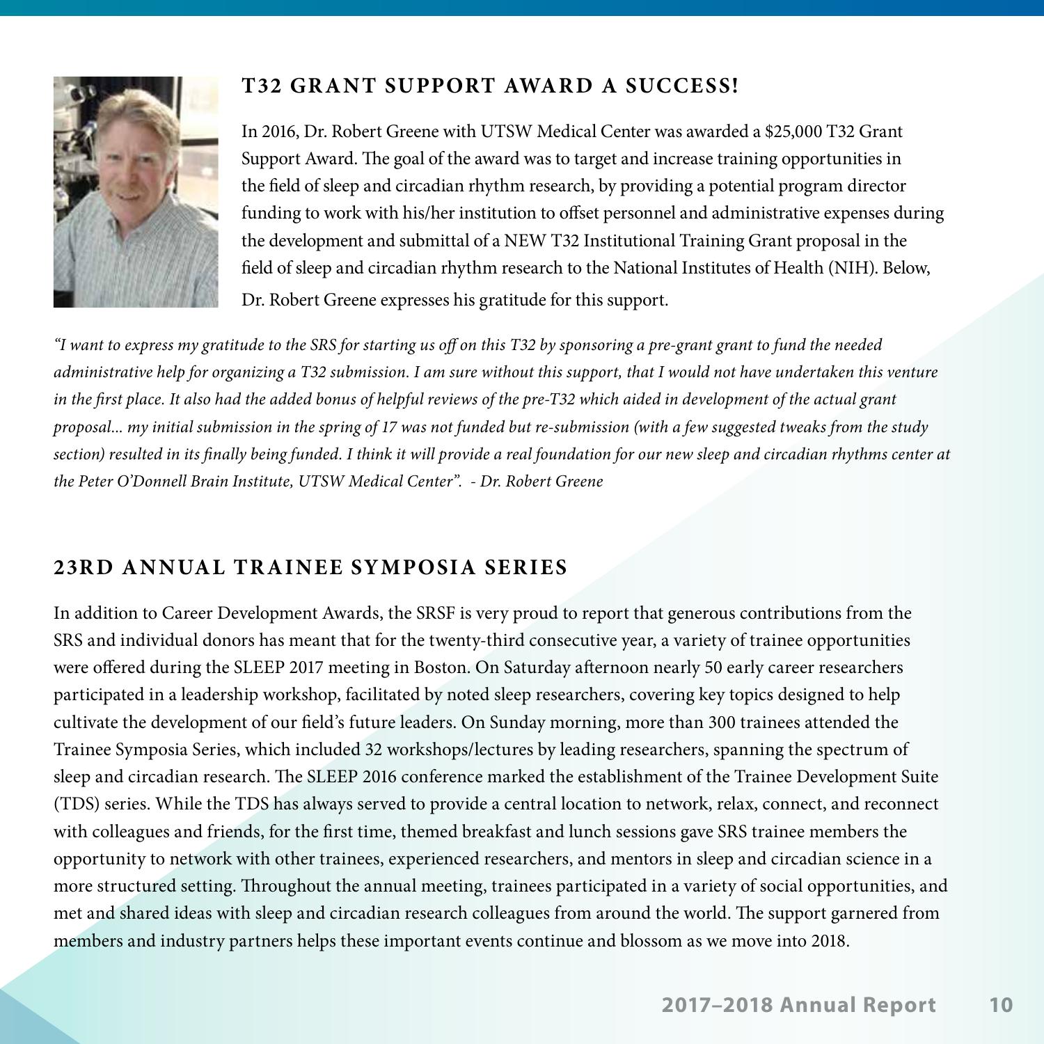## T32 GRANT SUPPORT AWARD A SUCCESS!

In 2016, Dr. Robert Greene with UTSW Medical Center was awarded a $25,000 T32 Grant Support Award. The goal of the award was to target and increase training opportunities in the field of sleep and circadian rhythm research, by providing a potential program director funding to work with his/her institution to offset personnel and administrative expenses during the development and submittal of a NEW T32 Institutional Training Grant proposal in the field of sleep and circadian rhythm research to the National Institutes of Health (NIH). Below, Dr. Robert Greene expresses his gratitude for this support.

*"I want to express my gratitude to the SRS for starting us off on this T32 by sponsoring a pre-grant grant to fund the needed administrative help for organizing a T32 submission. I am sure without this support, that I would not have undertaken this venture in the first place. It also had the added bonus of helpful reviews of the pre-T32 which aided in development of the actual grant proposal... my initial submission in the spring of 17 was not funded but re-submission (with a few suggested tweaks from the study section) resulted in its finally being funded. I think it will provide a real foundation for our new sleep and circadian rhythms center at the Peter O'Donnell Brain Institute, UTSW Medical Center". - Dr. Robert Greene*

## 23RD ANNUAL TRAINEE SYMPOSIA SERIES

In addition to Career Development Awards, the SRSF is very proud to report that generous contributions from the SRS and individual donors has meant that for the twenty-third consecutive year, a variety of trainee opportunities were offered during the SLEEP 2017 meeting in Boston. On Saturday afternoon nearly 50 early career researchers participated in a leadership workshop, facilitated by noted sleep researchers, covering key topics designed to help cultivate the development of our field's future leaders. On Sunday morning, more than 300 trainees attended the Trainee Symposia Series, which included 32 workshops/lectures by leading researchers, spanning the spectrum of sleep and circadian research. The SLEEP 2016 conference marked the establishment of the Trainee Development Suite (TDS) series. While the TDS has always served to provide a central location to network, relax, connect, and reconnect with colleagues and friends, for the first time, themed breakfast and lunch sessions gave SRS trainee members the opportunity to network with other trainees, experienced researchers, and mentors in sleep and circadian science in a more structured setting. Throughout the annual meeting, trainees participated in a variety of social opportunities, and met and shared ideas with sleep and circadian research colleagues from around the world. The support garnered from members and industry partners helps these important events continue and blossom as we move into 2018.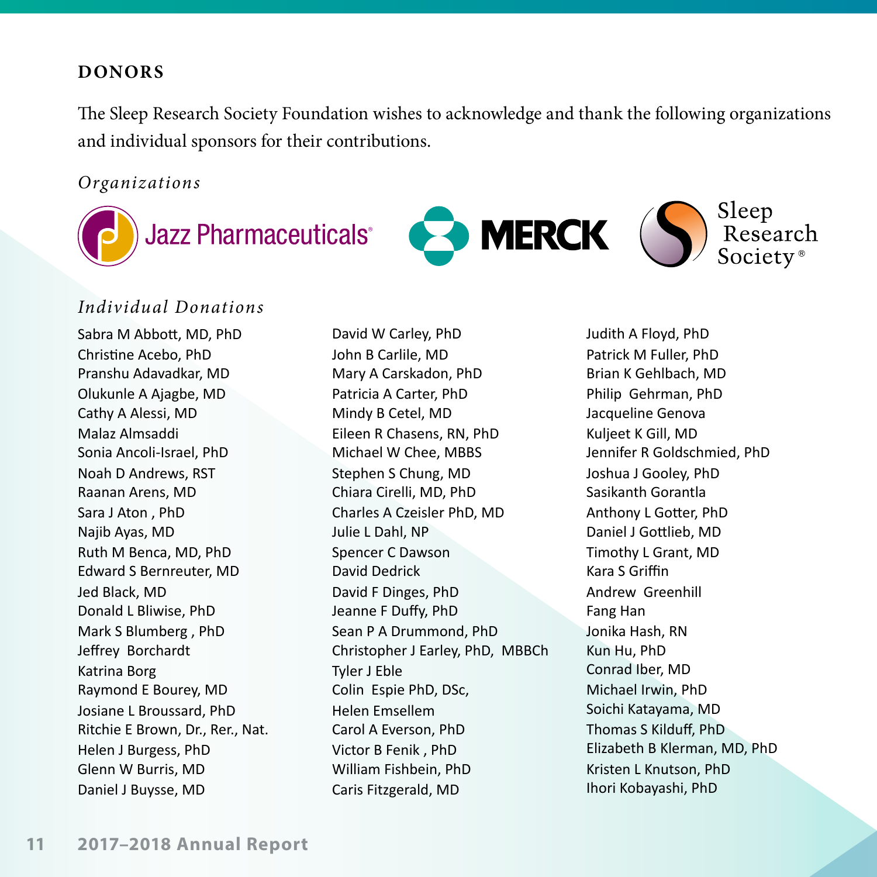## DONORS

The Sleep Research Society Foundation wishes to acknowledge and thank the following organizations and individual sponsors for their contributions.

### *Organizations*

Jazz Pharmaceuticals

MERCK

Sleep Research Society

### *Individual Donations*

Sabra M Abbott, MD, PhD
Christine Acebo, PhD
Pranshu Adavadkar, MD
Olukunle A Ajagbe, MD
Cathy A Alessi, MD
Malaz Almsaddi
Sonia Ancoli-Israel, PhD
Noah D Andrews, RST
Raanan Arens, MD
Sara J Aton , PhD
Najib Ayas, MD
Ruth M Benca, MD, PhD
Edward S Bernreuter, MD
Jed Black, MD
Donald L Bliwise, PhD
Mark S Blumberg , PhD
Jeffrey Borchardt
Katrina Borg
Raymond E Bourey, MD
Josiane L Broussard, PhD
Ritchie E Brown, Dr., Rer., Nat.
Helen J Burgess, PhD
Glenn W Burris, MD
Daniel J Buysse, MD
David W Carley, PhD
John B Carlile, MD
Mary A Carskadon, PhD
Patricia A Carter, PhD
Mindy B Cetel, MD
Eileen R Chasens, RN, PhD
Michael W Chee, MBBS
Stephen S Chung, MD
Chiara Cirelli, MD, PhD
Charles A Czeisler PhD, MD
Julie L Dahl, NP
Spencer C Dawson
David Dedrick
David F Dinges, PhD
Jeanne F Duffy, PhD
Sean P A Drummond, PhD
Christopher J Earley, PhD, MBBCh
Tyler J Eble
Colin Espie PhD, DSc,
Helen Emsellem
Carol A Everson, PhD
Victor B Fenik , PhD
William Fishbein, PhD
Caris Fitzgerald, MD
Judith A Floyd, PhD
Patrick M Fuller, PhD
Brian K Gehlbach, MD
Philip Gehrman, PhD
Jacqueline Genova
Kuljeet K Gill, MD
Jennifer R Goldschmied, PhD
Joshua J Gooley, PhD
Sasikanth Gorantla
Anthony L Gotter, PhD
Daniel J Gottlieb, MD
Timothy L Grant, MD
Kara S Griffin
Andrew Greenhill
Fang Han
Jonika Hash, RN
Kun Hu, PhD
Conrad Iber, MD
Michael Irwin, PhD
Soichi Katayama, MD
Thomas S Kilduff, PhD
Elizabeth B Klerman, MD, PhD
Kristen L Knutson, PhD
Ihori Kobayashi, PhD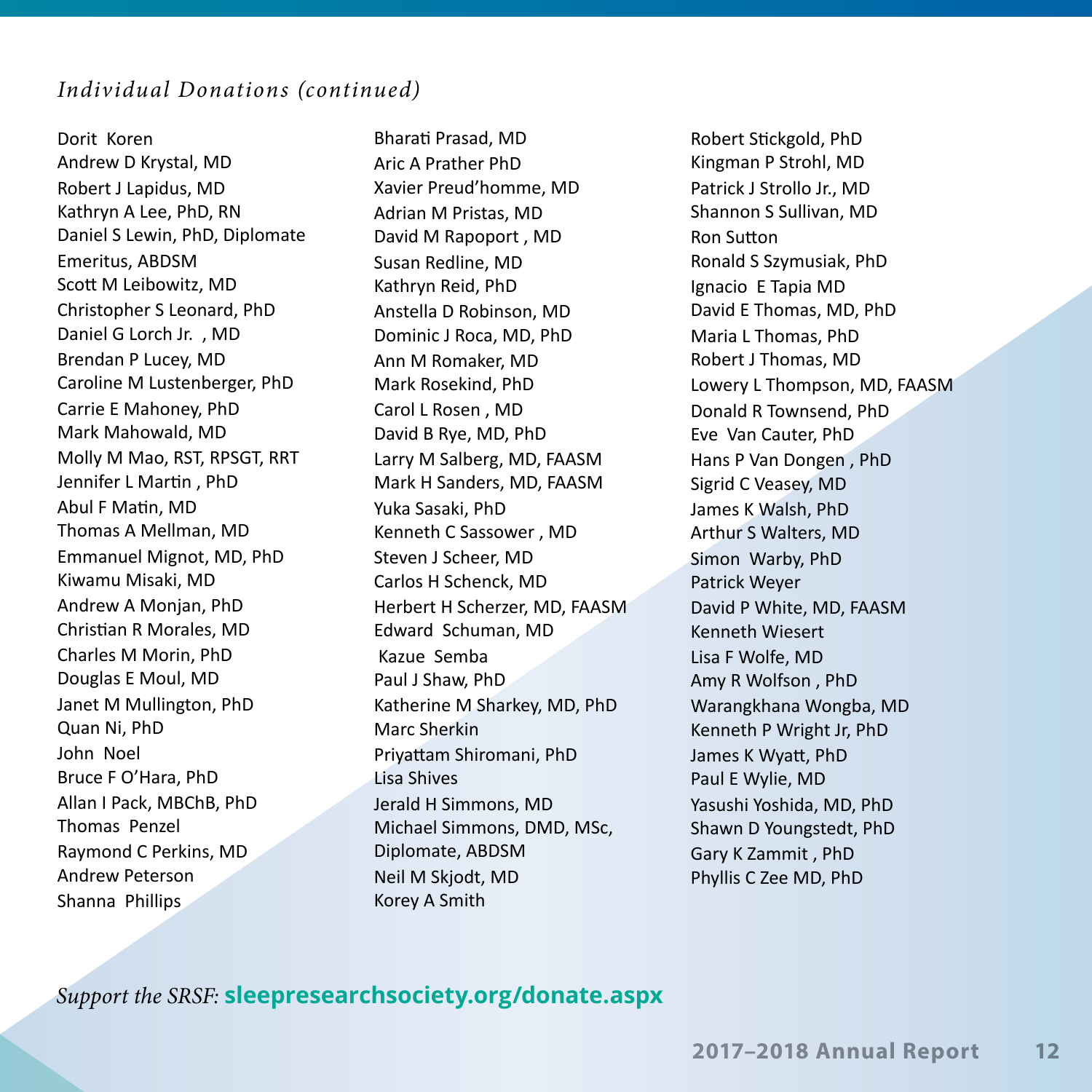*Individual Donations (continued)*

Dorit Koren
Andrew D Krystal, MD
Robert J Lapidus, MD
Kathryn A Lee, PhD, RN
Daniel S Lewin, PhD, Diplomate Emeritus, ABDSM
Scott M Leibowitz, MD
Christopher S Leonard, PhD
Daniel G Lorch Jr. , MD
Brendan P Lucey, MD
Caroline M Lustenberger, PhD
Carrie E Mahoney, PhD
Mark Mahowald, MD
Molly M Mao, RST, RPSGT, RRT
Jennifer L Martin , PhD
Abul F Matin, MD
Thomas A Mellman, MD
Emmanuel Mignot, MD, PhD
Kiwamu Misaki, MD
Andrew A Monjan, PhD
Christian R Morales, MD
Charles M Morin, PhD
Douglas E Moul, MD
Janet M Mullington, PhD
Quan Ni, PhD
John Noel
Bruce F O'Hara, PhD
Allan I Pack, MBChB, PhD
Thomas Penzel
Raymond C Perkins, MD
Andrew Peterson
Shanna Phillips
Bharati Prasad, MD
Aric A Prather PhD
Xavier Preud'homme, MD
Adrian M Pristas, MD
David M Rapoport , MD
Susan Redline, MD
Kathryn Reid, PhD
Anstella D Robinson, MD
Dominic J Roca, MD, PhD
Ann M Romaker, MD
Mark Rosekind, PhD
Carol L Rosen , MD
David B Rye, MD, PhD
Larry M Salberg, MD, FAASM
Mark H Sanders, MD, FAASM
Yuka Sasaki, PhD
Kenneth C Sassower , MD
Steven J Scheer, MD
Carlos H Schenck, MD
Herbert H Scherzer, MD, FAASM
Edward Schuman, MD
Kazue Semba
Paul J Shaw, PhD
Katherine M Sharkey, MD, PhD
Marc Sherkin
Priyattam Shiromani, PhD
Lisa Shives
Jerald H Simmons, MD
Michael Simmons, DMD, MSc, Diplomate, ABDSM
Neil M Skjodt, MD
Korey A Smith
Robert Stickgold, PhD
Kingman P Strohl, MD
Patrick J Strollo Jr., MD
Shannon S Sullivan, MD
Ron Sutton
Ronald S Szymusiak, PhD
Ignacio E Tapia MD
David E Thomas, MD, PhD
Maria L Thomas, PhD
Robert J Thomas, MD
Lowery L Thompson, MD, FAASM
Donald R Townsend, PhD
Eve Van Cauter, PhD
Hans P Van Dongen , PhD
Sigrid C Veasey, MD
James K Walsh, PhD
Arthur S Walters, MD
Simon Warby, PhD
Patrick Weyer
David P White, MD, FAASM
Kenneth Wiesert
Lisa F Wolfe, MD
Amy R Wolfson , PhD
Warangkhana Wongba, MD
Kenneth P Wright Jr, PhD
James K Wyatt, PhD
Paul E Wylie, MD
Yasushi Yoshida, MD, PhD
Shawn D Youngstedt, PhD
Gary K Zammit , PhD
Phyllis C Zee MD, PhD

*Support the SRSF:* **sleepresearchsociety.org/donate.aspx**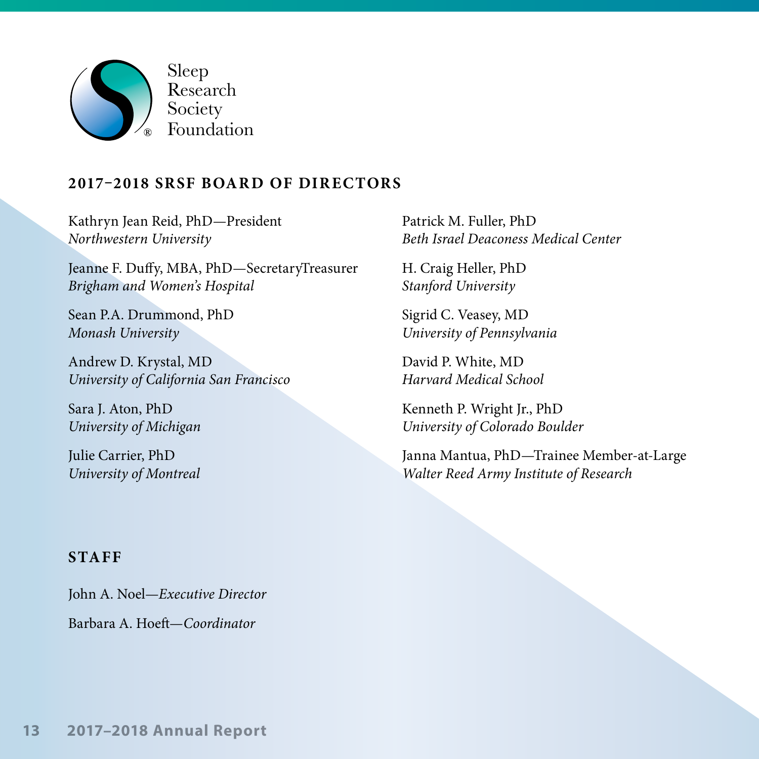Sleep
Research
Society
Foundation

## 2017–2018 SRSF BOARD OF DIRECTORS

Kathryn Jean Reid, PhD—President
*Northwestern University*

Jeanne F. Duffy, MBA, PhD—SecretaryTreasurer
*Brigham and Women's Hospital*

Sean P.A. Drummond, PhD
*Monash University*

Andrew D. Krystal, MD
*University of California San Francisco*

Sara J. Aton, PhD
*University of Michigan*

Julie Carrier, PhD
*University of Montreal*

Patrick M. Fuller, PhD
*Beth Israel Deaconess Medical Center*

H. Craig Heller, PhD
*Stanford University*

Sigrid C. Veasey, MD
*University of Pennsylvania*

David P. White, MD
*Harvard Medical School*

Kenneth P. Wright Jr., PhD
*University of Colorado Boulder*

Janna Mantua, PhD—Trainee Member-at-Large
*Walter Reed Army Institute of Research*

## STAFF

John A. Noel—*Executive Director*

Barbara A. Hoeft—*Coordinator*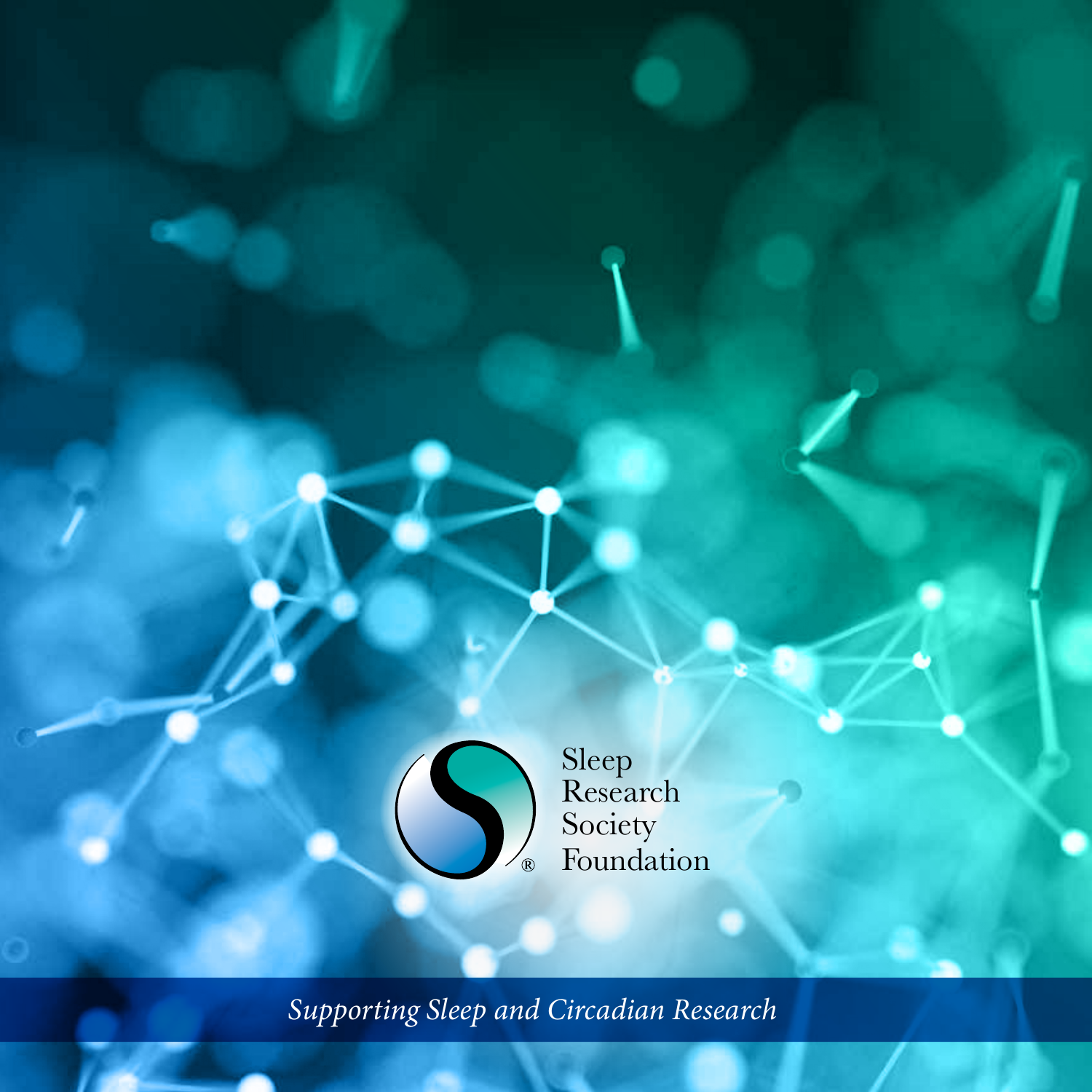Sleep Research Society Foundation

*Supporting Sleep and Circadian Research*